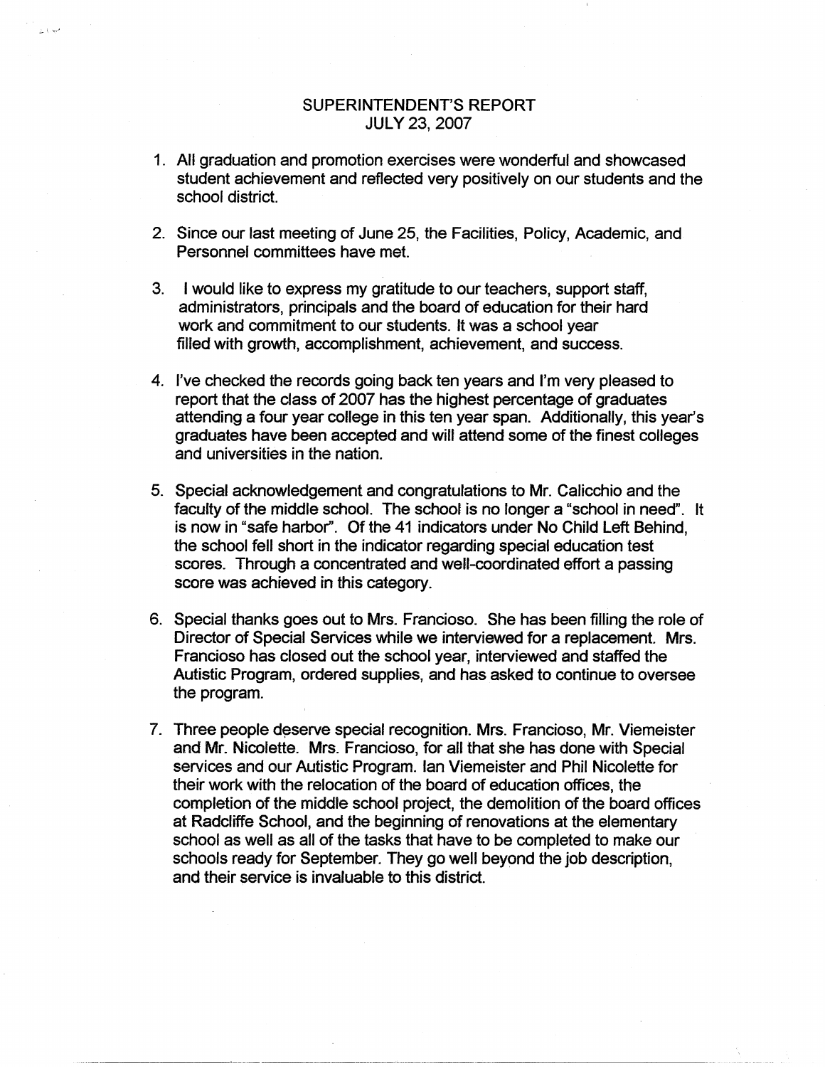# SUPERINTENDENT'S REPORT
## JULY 23, 2007

1. All graduation and promotion exercises were wonderful and showcased student achievement and reflected very positively on our students and the school district.

2. Since our last meeting of June 25, the Facilities, Policy, Academic, and Personnel committees have met.

3. I would like to express my gratitude to our teachers, support staff, administrators, principals and the board of education for their hard work and commitment to our students. It was a school year filled with growth, accomplishment, achievement, and success.

4. I've checked the records going back ten years and I'm very pleased to report that the class of 2007 has the highest percentage of graduates attending a four year college in this ten year span. Additionally, this year's graduates have been accepted and will attend some of the finest colleges and universities in the nation.

5. Special acknowledgement and congratulations to Mr. Calicchio and the faculty of the middle school. The school is no longer a "school in need". It is now in "safe harbor". Of the 41 indicators under No Child Left Behind, the school fell short in the indicator regarding special education test scores. Through a concentrated and well-coordinated effort a passing score was achieved in this category.

6. Special thanks goes out to Mrs. Francioso. She has been filling the role of Director of Special Services while we interviewed for a replacement. Mrs. Francioso has closed out the school year, interviewed and staffed the Autistic Program, ordered supplies, and has asked to continue to oversee the program.

7. Three people deserve special recognition. Mrs. Francioso, Mr. Viemeister and Mr. Nicolette. Mrs. Francioso, for all that she has done with Special services and our Autistic Program. Ian Viemeister and Phil Nicolette for their work with the relocation of the board of education offices, the completion of the middle school project, the demolition of the board offices at Radcliffe School, and the beginning of renovations at the elementary school as well as all of the tasks that have to be completed to make our schools ready for September. They go well beyond the job description, and their service is invaluable to this district.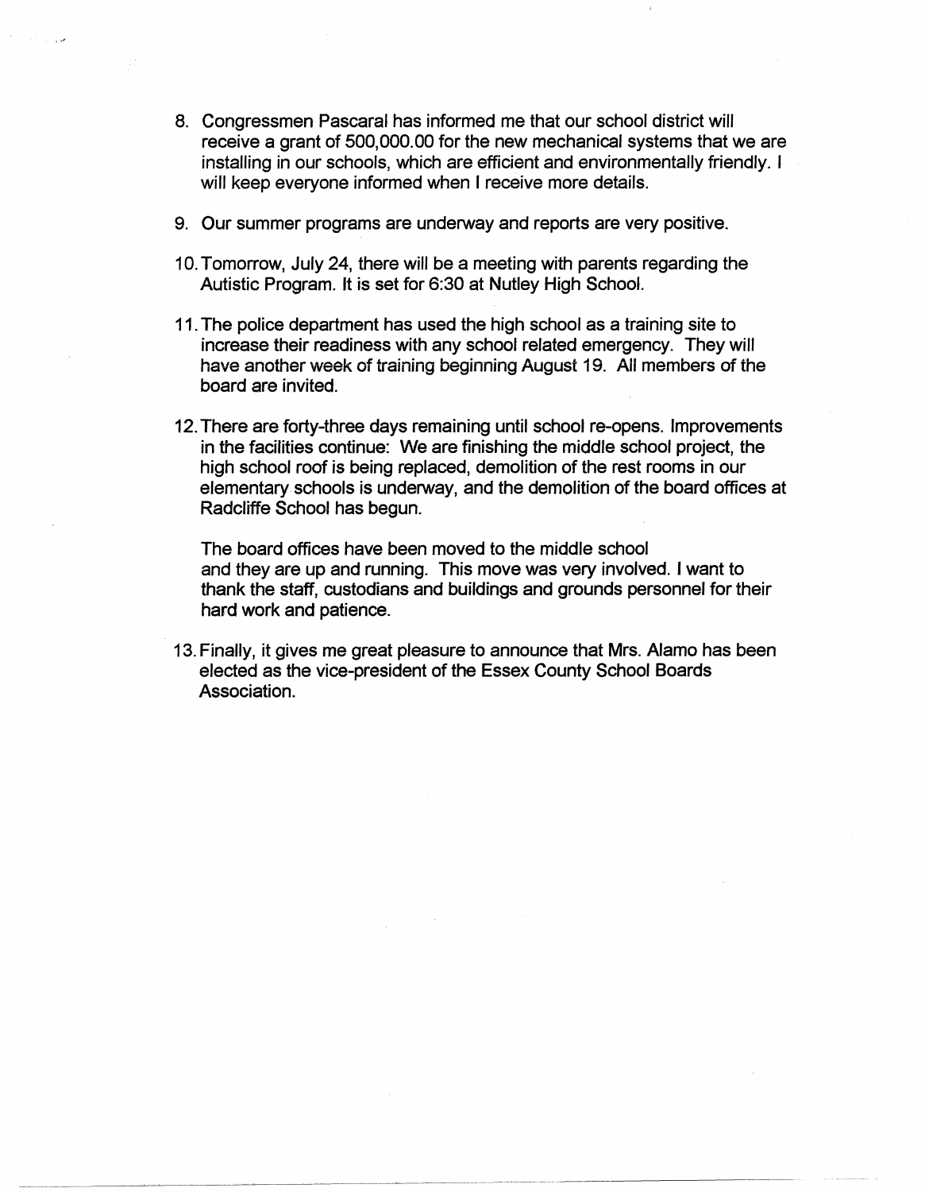8. Congressmen Pascaral has informed me that our school district will receive a grant of 500,000.00 for the new mechanical systems that we are installing in our schools, which are efficient and environmentally friendly. I will keep everyone informed when I receive more details.

9. Our summer programs are underway and reports are very positive.

10. Tomorrow, July 24, there will be a meeting with parents regarding the Autistic Program. It is set for 6:30 at Nutley High School.

11. The police department has used the high school as a training site to increase their readiness with any school related emergency. They will have another week of training beginning August 19. All members of the board are invited.

12. There are forty-three days remaining until school re-opens. Improvements in the facilities continue: We are finishing the middle school project, the high school roof is being replaced, demolition of the rest rooms in our elementary schools is underway, and the demolition of the board offices at Radcliffe School has begun.

    The board offices have been moved to the middle school and they are up and running. This move was very involved. I want to thank the staff, custodians and buildings and grounds personnel for their hard work and patience.

13. Finally, it gives me great pleasure to announce that Mrs. Alamo has been elected as the vice-president of the Essex County School Boards Association.